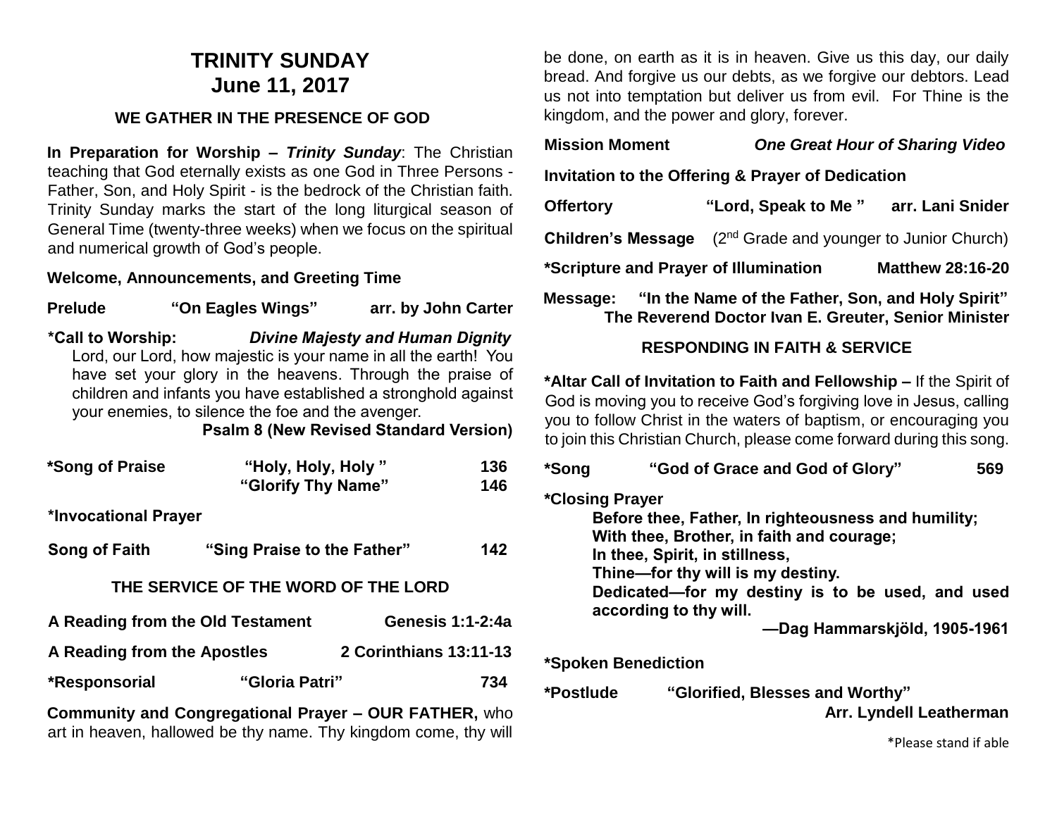# TRINITY SUNDAY
# June 11, 2017

### WE GATHER IN THE PRESENCE OF GOD

**In Preparation for Worship – *Trinity Sunday***: The Christian teaching that God eternally exists as one God in Three Persons - Father, Son, and Holy Spirit - is the bedrock of the Christian faith. Trinity Sunday marks the start of the long liturgical season of General Time (twenty-three weeks) when we focus on the spiritual and numerical growth of God's people.

**Welcome, Announcements, and Greeting Time**

**Prelude** **"On Eagles Wings"** **arr. by John Carter**

**\*Call to Worship:** ***Divine Majesty and Human Dignity***
Lord, our Lord, how majestic is your name in all the earth! You have set your glory in the heavens. Through the praise of children and infants you have established a stronghold against your enemies, to silence the foe and the avenger.
**Psalm 8 (New Revised Standard Version)**

**\*Song of Praise** **"Holy, Holy, Holy "** **136**
**"Glorify Thy Name"** **146**

**\*Invocational Prayer**

**Song of Faith** **"Sing Praise to the Father"** **142**

### THE SERVICE OF THE WORD OF THE LORD

**A Reading from the Old Testament** **Genesis 1:1-2:4a**

**A Reading from the Apostles** **2 Corinthians 13:11-13**

**\*Responsorial** **"Gloria Patri"** **734**

**Community and Congregational Prayer – OUR FATHER,** who art in heaven, hallowed be thy name. Thy kingdom come, thy will be done, on earth as it is in heaven. Give us this day, our daily bread. And forgive us our debts, as we forgive our debtors. Lead us not into temptation but deliver us from evil. For Thine is the kingdom, and the power and glory, forever.

**Mission Moment** ***One Great Hour of Sharing Video***

**Invitation to the Offering & Prayer of Dedication**

**Offertory** **"Lord, Speak to Me "** **arr. Lani Snider**

**Children's Message** (2nd Grade and younger to Junior Church)

**\*Scripture and Prayer of Illumination** **Matthew 28:16-20**

**Message: "In the Name of the Father, Son, and Holy Spirit"**
**The Reverend Doctor Ivan E. Greuter, Senior Minister**

### RESPONDING IN FAITH & SERVICE

**\*Altar Call of Invitation to Faith and Fellowship –** If the Spirit of God is moving you to receive God's forgiving love in Jesus, calling you to follow Christ in the waters of baptism, or encouraging you to join this Christian Church, please come forward during this song.

**\*Song** **"God of Grace and God of Glory"** **569**

**\*Closing Prayer**

**Before thee, Father, In righteousness and humility;**
**With thee, Brother, in faith and courage;**
**In thee, Spirit, in stillness,**
**Thine—for thy will is my destiny.**
**Dedicated—for my destiny is to be used, and used according to thy will.**
**—Dag Hammarskjöld, 1905-1961**

**\*Spoken Benediction**

**\*Postlude** **"Glorified, Blesses and Worthy"**
**Arr. Lyndell Leatherman**

\*Please stand if able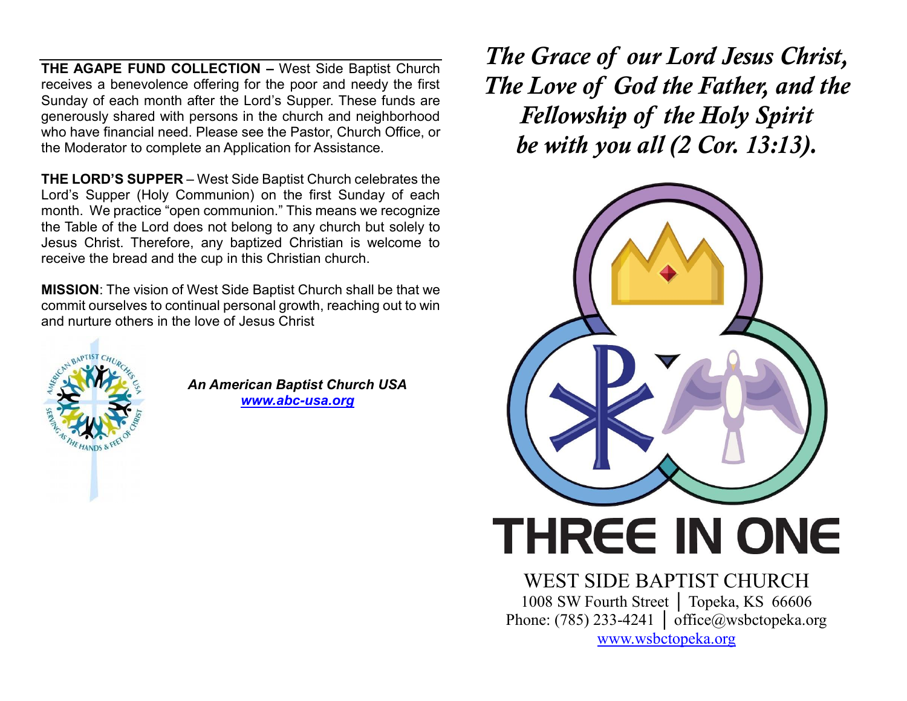**THE AGAPE FUND COLLECTION –** West Side Baptist Church receives a benevolence offering for the poor and needy the first Sunday of each month after the Lord's Supper. These funds are generously shared with persons in the church and neighborhood who have financial need. Please see the Pastor, Church Office, or the Moderator to complete an Application for Assistance.

**THE LORD'S SUPPER** – West Side Baptist Church celebrates the Lord's Supper (Holy Communion) on the first Sunday of each month. We practice "open communion." This means we recognize the Table of the Lord does not belong to any church but solely to Jesus Christ. Therefore, any baptized Christian is welcome to receive the bread and the cup in this Christian church.

**MISSION**: The vision of West Side Baptist Church shall be that we commit ourselves to continual personal growth, reaching out to win and nurture others in the love of Jesus Christ

***An American Baptist Church USA***
***www.abc-usa.org***

*The Grace of our Lord Jesus Christ, The Love of God the Father, and the Fellowship of the Holy Spirit be with you all (2 Cor. 13:13).*

# THREE IN ONE

WEST SIDE BAPTIST CHURCH
1008 SW Fourth Street | Topeka, KS 66606
Phone: (785) 233-4241 | office@wsbctopeka.org
www.wsbctopeka.org